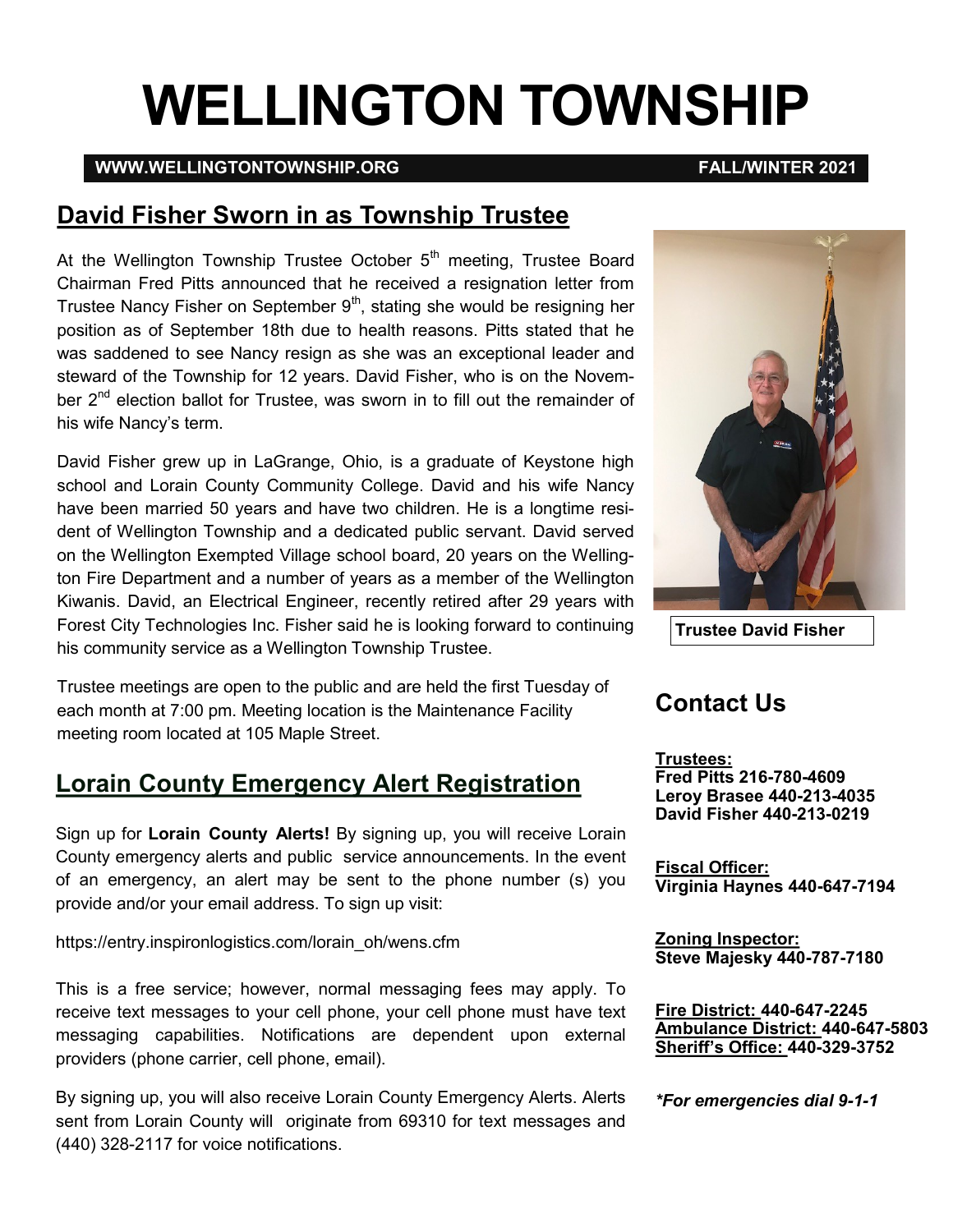# WELLINGTON TOWNSHIP

**WWW.WELLINGTONTOWNSHIP.ORG** **FALL/WINTER 2021**

## David Fisher Sworn in as Township Trustee

At the Wellington Township Trustee October 5th meeting, Trustee Board Chairman Fred Pitts announced that he received a resignation letter from Trustee Nancy Fisher on September 9th, stating she would be resigning her position as of September 18th due to health reasons. Pitts stated that he was saddened to see Nancy resign as she was an exceptional leader and steward of the Township for 12 years. David Fisher, who is on the November 2nd election ballot for Trustee, was sworn in to fill out the remainder of his wife Nancy's term.

David Fisher grew up in LaGrange, Ohio, is a graduate of Keystone high school and Lorain County Community College. David and his wife Nancy have been married 50 years and have two children. He is a longtime resident of Wellington Township and a dedicated public servant. David served on the Wellington Exempted Village school board, 20 years on the Wellington Fire Department and a number of years as a member of the Wellington Kiwanis. David, an Electrical Engineer, recently retired after 29 years with Forest City Technologies Inc. Fisher said he is looking forward to continuing his community service as a Wellington Township Trustee.

**Trustee David Fisher**

Trustee meetings are open to the public and are held the first Tuesday of each month at 7:00 pm. Meeting location is the Maintenance Facility meeting room located at 105 Maple Street.

## Lorain County Emergency Alert Registration

Sign up for **Lorain County Alerts!** By signing up, you will receive Lorain County emergency alerts and public service announcements. In the event of an emergency, an alert may be sent to the phone number (s) you provide and/or your email address. To sign up visit:

https://entry.inspironlogistics.com/lorain_oh/wens.cfm

This is a free service; however, normal messaging fees may apply. To receive text messages to your cell phone, your cell phone must have text messaging capabilities. Notifications are dependent upon external providers (phone carrier, cell phone, email).

By signing up, you will also receive Lorain County Emergency Alerts. Alerts sent from Lorain County will originate from 69310 for text messages and (440) 328-2117 for voice notifications.

## Contact Us

**Trustees:**
**Fred Pitts 216-780-4609**
**Leroy Brasee 440-213-4035**
**David Fisher 440-213-0219**

**Fiscal Officer:**
**Virginia Haynes 440-647-7194**

**Zoning Inspector:**
**Steve Majesky 440-787-7180**

**Fire District: 440-647-2245**
**Ambulance District: 440-647-5803**
**Sheriff's Office: 440-329-3752**

***For emergencies dial 9-1-1***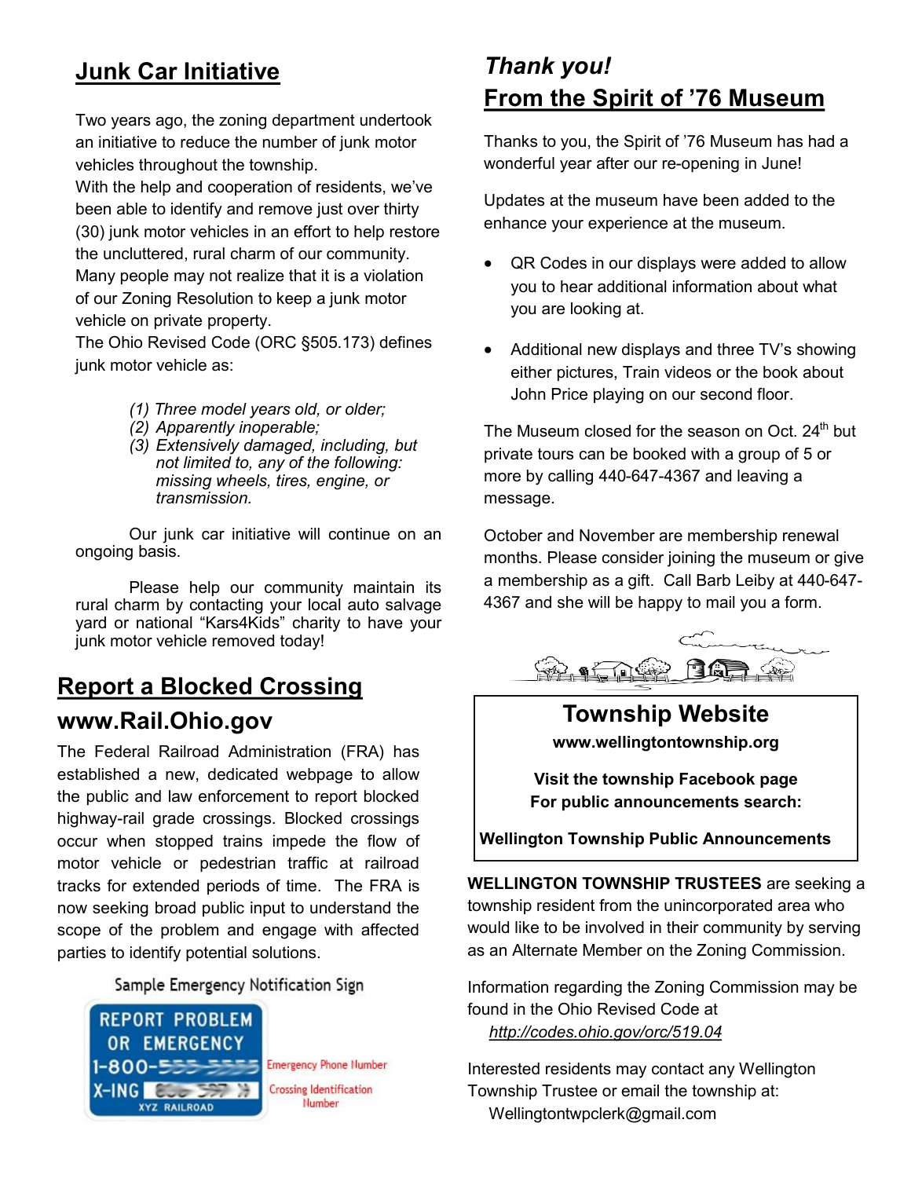## Junk Car Initiative

Two years ago, the zoning department undertook an initiative to reduce the number of junk motor vehicles throughout the township.

With the help and cooperation of residents, we've been able to identify and remove just over thirty (30) junk motor vehicles in an effort to help restore the uncluttered, rural charm of our community.

Many people may not realize that it is a violation of our Zoning Resolution to keep a junk motor vehicle on private property.

The Ohio Revised Code (ORC §505.173) defines junk motor vehicle as:

*(1) Three model years old, or older;*
*(2) Apparently inoperable;*
*(3) Extensively damaged, including, but not limited to, any of the following: missing wheels, tires, engine, or transmission.*

Our junk car initiative will continue on an ongoing basis.

Please help our community maintain its rural charm by contacting your local auto salvage yard or national "Kars4Kids" charity to have your junk motor vehicle removed today!

## Report a Blocked Crossing

### www.Rail.Ohio.gov

The Federal Railroad Administration (FRA) has established a new, dedicated webpage to allow the public and law enforcement to report blocked highway-rail grade crossings. Blocked crossings occur when stopped trains impede the flow of motor vehicle or pedestrian traffic at railroad tracks for extended periods of time. The FRA is now seeking broad public input to understand the scope of the problem and engage with affected parties to identify potential solutions.

Sample Emergency Notification Sign

REPORT PROBLEM OR EMERGENCY
1-800-555-5555 — Emergency Phone Number
X-ING 866 597 — Crossing Identification Number
XYZ RAILROAD

## *Thank you!*
## From the Spirit of '76 Museum

Thanks to you, the Spirit of '76 Museum has had a wonderful year after our re-opening in June!

Updates at the museum have been added to the enhance your experience at the museum.

- QR Codes in our displays were added to allow you to hear additional information about what you are looking at.
- Additional new displays and three TV's showing either pictures, Train videos or the book about John Price playing on our second floor.

The Museum closed for the season on Oct. 24th but private tours can be booked with a group of 5 or more by calling 440-647-4367 and leaving a message.

October and November are membership renewal months. Please consider joining the museum or give a membership as a gift. Call Barb Leiby at 440-647-4367 and she will be happy to mail you a form.

## Township Website

**www.wellingtontownship.org**

**Visit the township Facebook page**
**For public announcements search:**

**Wellington Township Public Announcements**

**WELLINGTON TOWNSHIP TRUSTEES** are seeking a township resident from the unincorporated area who would like to be involved in their community by serving as an Alternate Member on the Zoning Commission.

Information regarding the Zoning Commission may be found in the Ohio Revised Code at
*http://codes.ohio.gov/orc/519.04*

Interested residents may contact any Wellington Township Trustee or email the township at:
Wellingtontwpclerk@gmail.com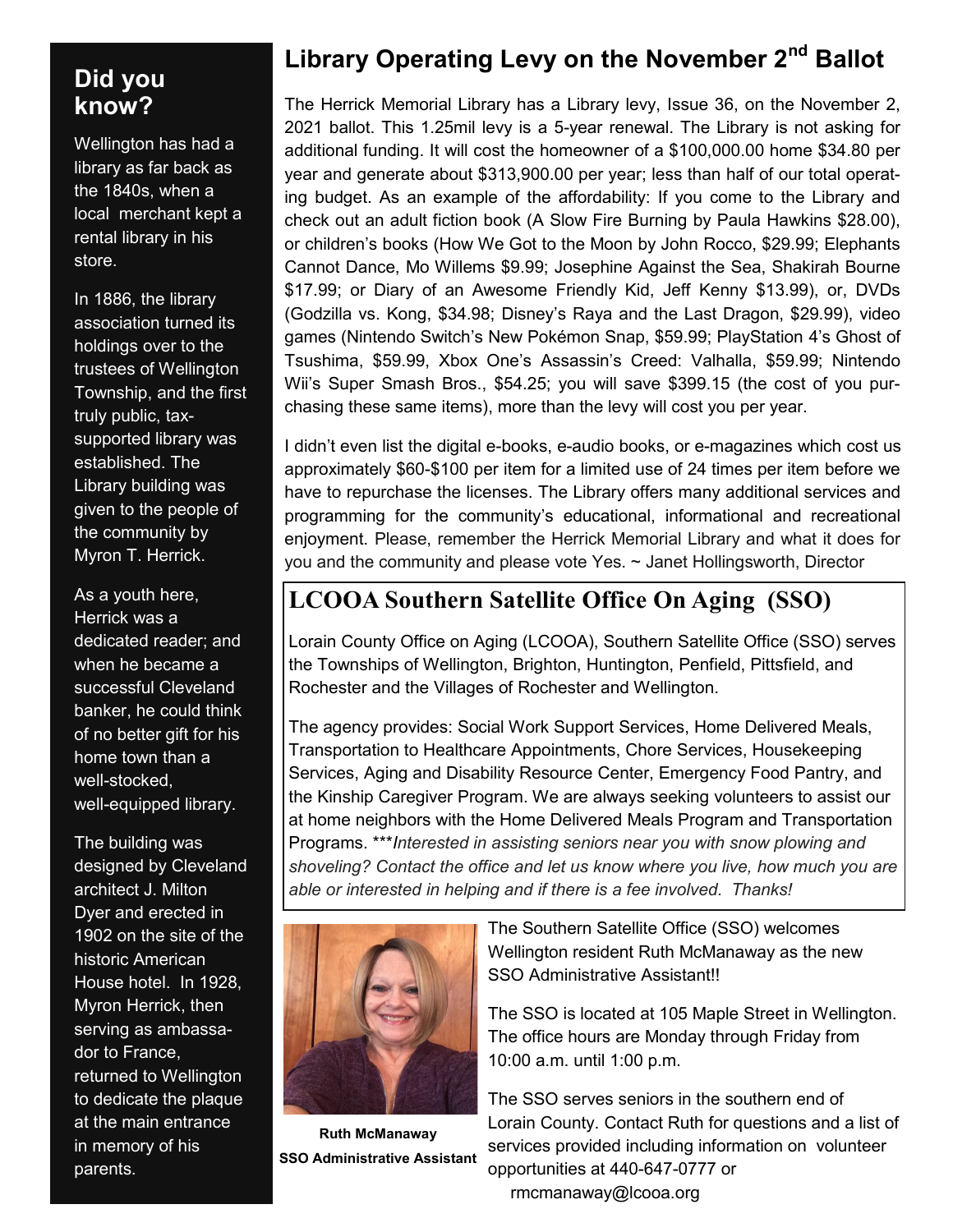## Did you know?

Wellington has had a library as far back as the 1840s, when a local merchant kept a rental library in his store.

In 1886, the library association turned its holdings over to the trustees of Wellington Township, and the first truly public, tax-supported library was established. The Library building was given to the people of the community by Myron T. Herrick.

As a youth here, Herrick was a dedicated reader; and when he became a successful Cleveland banker, he could think of no better gift for his home town than a well-stocked, well-equipped library.

The building was designed by Cleveland architect J. Milton Dyer and erected in 1902 on the site of the historic American House hotel. In 1928, Myron Herrick, then serving as ambassador to France, returned to Wellington to dedicate the plaque at the main entrance in memory of his parents.

## Library Operating Levy on the November 2nd Ballot

The Herrick Memorial Library has a Library levy, Issue 36, on the November 2, 2021 ballot. This 1.25mil levy is a 5-year renewal. The Library is not asking for additional funding. It will cost the homeowner of a $100,000.00 home $34.80 per year and generate about $313,900.00 per year; less than half of our total operating budget. As an example of the affordability: If you come to the Library and check out an adult fiction book (A Slow Fire Burning by Paula Hawkins $28.00), or children's books (How We Got to the Moon by John Rocco, $29.99; Elephants Cannot Dance, Mo Willems $9.99; Josephine Against the Sea, Shakirah Bourne $17.99; or Diary of an Awesome Friendly Kid, Jeff Kenny $13.99), or, DVDs (Godzilla vs. Kong, $34.98; Disney's Raya and the Last Dragon, $29.99), video games (Nintendo Switch's New Pokémon Snap, $59.99; PlayStation 4's Ghost of Tsushima, $59.99, Xbox One's Assassin's Creed: Valhalla, $59.99; Nintendo Wii's Super Smash Bros., $54.25; you will save $399.15 (the cost of you purchasing these same items), more than the levy will cost you per year.

I didn't even list the digital e-books, e-audio books, or e-magazines which cost us approximately $60-$100 per item for a limited use of 24 times per item before we have to repurchase the licenses. The Library offers many additional services and programming for the community's educational, informational and recreational enjoyment. Please, remember the Herrick Memorial Library and what it does for you and the community and please vote Yes. ~ Janet Hollingsworth, Director

## LCOOA Southern Satellite Office On Aging (SSO)

Lorain County Office on Aging (LCOOA), Southern Satellite Office (SSO) serves the Townships of Wellington, Brighton, Huntington, Penfield, Pittsfield, and Rochester and the Villages of Rochester and Wellington.

The agency provides: Social Work Support Services, Home Delivered Meals, Transportation to Healthcare Appointments, Chore Services, Housekeeping Services, Aging and Disability Resource Center, Emergency Food Pantry, and the Kinship Caregiver Program. We are always seeking volunteers to assist our at home neighbors with the Home Delivered Meals Program and Transportation Programs. ****Interested in assisting seniors near you with snow plowing and shoveling? Contact the office and let us know where you live, how much you are able or interested in helping and if there is a fee involved. Thanks!*

**Ruth McManaway**
**SSO Administrative Assistant**

The Southern Satellite Office (SSO) welcomes Wellington resident Ruth McManaway as the new SSO Administrative Assistant!!

The SSO is located at 105 Maple Street in Wellington. The office hours are Monday through Friday from 10:00 a.m. until 1:00 p.m.

The SSO serves seniors in the southern end of Lorain County. Contact Ruth for questions and a list of services provided including information on volunteer opportunities at 440-647-0777 or rmcmanaway@lcooa.org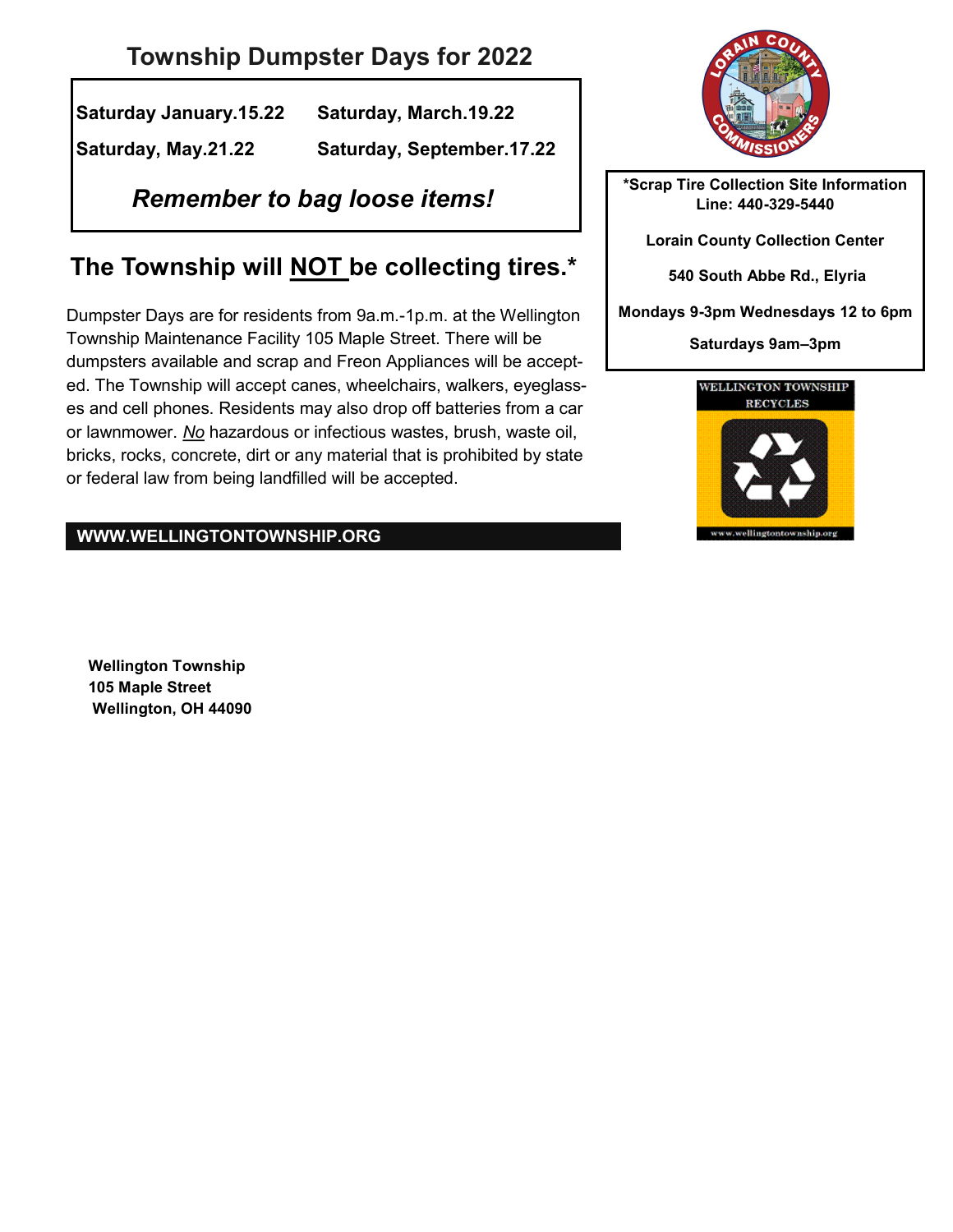## Township Dumpster Days for 2022

| | |
|---|---|
| **Saturday January.15.22** | **Saturday, March.19.22** |
| **Saturday, May.21.22** | **Saturday, September.17.22** |

***Remember to bag loose items!***

## The Township will NOT be collecting tires.*

Dumpster Days are for residents from 9a.m.-1p.m. at the Wellington Township Maintenance Facility 105 Maple Street. There will be dumpsters available and scrap and Freon Appliances will be accepted. The Township will accept canes, wheelchairs, walkers, eyeglasses and cell phones. Residents may also drop off batteries from a car or lawnmower. *No* hazardous or infectious wastes, brush, waste oil, bricks, rocks, concrete, dirt or any material that is prohibited by state or federal law from being landfilled will be accepted.

**WWW.WELLINGTONTOWNSHIP.ORG**

**\*Scrap Tire Collection Site Information Line: 440-329-5440**

**Lorain County Collection Center**

**540 South Abbe Rd., Elyria**

**Mondays 9-3pm Wednesdays 12 to 6pm**

**Saturdays 9am–3pm**

WELLINGTON TOWNSHIP RECYCLES

www.wellingtontownship.org

**Wellington Township**
**105 Maple Street**
**Wellington, OH 44090**